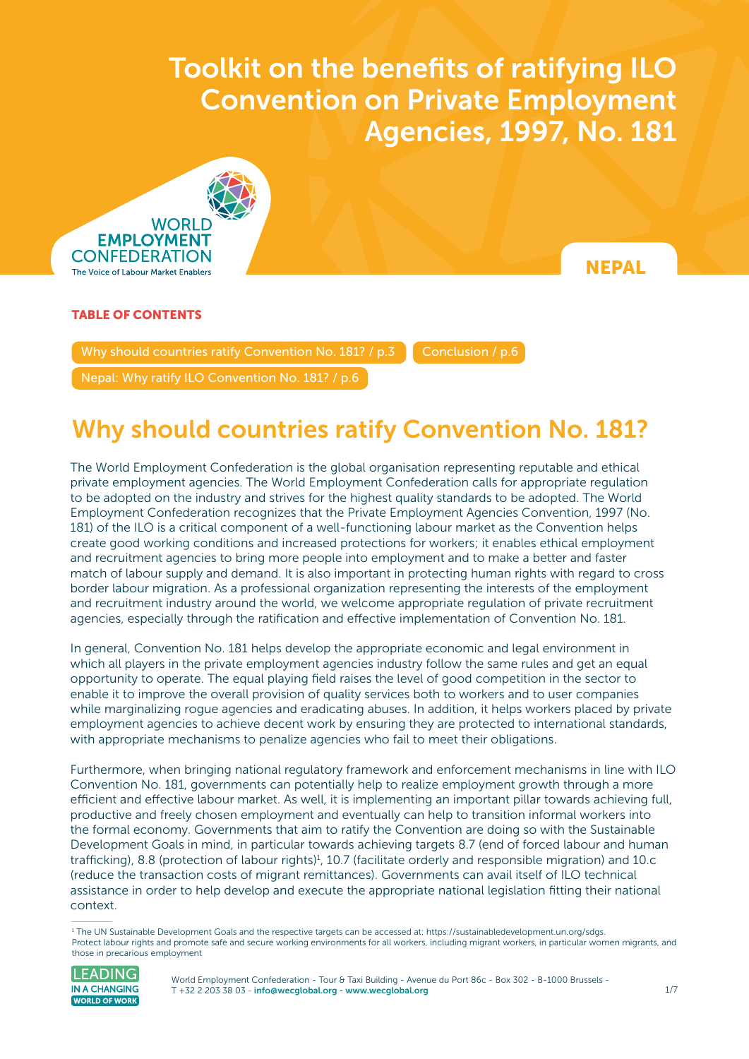# Toolkit on the benefits of ratifying ILO Convention on Private Employment Agencies, 1997, No. 181

WORLD EMPLOYMENT CONFEDERATION
The Voice of Labour Market Enablers

**NEPAL**

**TABLE OF CONTENTS**

- Why should countries ratify Convention No. 181? / p.3
- Conclusion / p.6
- Nepal: Why ratify ILO Convention No. 181? / p.6

## Why should countries ratify Convention No. 181?

The World Employment Confederation is the global organisation representing reputable and ethical private employment agencies. The World Employment Confederation calls for appropriate regulation to be adopted on the industry and strives for the highest quality standards to be adopted. The World Employment Confederation recognizes that the Private Employment Agencies Convention, 1997 (No. 181) of the ILO is a critical component of a well-functioning labour market as the Convention helps create good working conditions and increased protections for workers; it enables ethical employment and recruitment agencies to bring more people into employment and to make a better and faster match of labour supply and demand. It is also important in protecting human rights with regard to cross border labour migration. As a professional organization representing the interests of the employment and recruitment industry around the world, we welcome appropriate regulation of private recruitment agencies, especially through the ratification and effective implementation of Convention No. 181.

In general, Convention No. 181 helps develop the appropriate economic and legal environment in which all players in the private employment agencies industry follow the same rules and get an equal opportunity to operate. The equal playing field raises the level of good competition in the sector to enable it to improve the overall provision of quality services both to workers and to user companies while marginalizing rogue agencies and eradicating abuses. In addition, it helps workers placed by private employment agencies to achieve decent work by ensuring they are protected to international standards, with appropriate mechanisms to penalize agencies who fail to meet their obligations.

Furthermore, when bringing national regulatory framework and enforcement mechanisms in line with ILO Convention No. 181, governments can potentially help to realize employment growth through a more efficient and effective labour market. As well, it is implementing an important pillar towards achieving full, productive and freely chosen employment and eventually can help to transition informal workers into the formal economy. Governments that aim to ratify the Convention are doing so with the Sustainable Development Goals in mind, in particular towards achieving targets 8.7 (end of forced labour and human trafficking), 8.8 (protection of labour rights)[1], 10.7 (facilitate orderly and responsible migration) and 10.c (reduce the transaction costs of migrant remittances). Governments can avail itself of ILO technical assistance in order to help develop and execute the appropriate national legislation fitting their national context.

---

[1] The UN Sustainable Development Goals and the respective targets can be accessed at: https://sustainabledevelopment.un.org/sdgs. Protect labour rights and promote safe and secure working environments for all workers, including migrant workers, in particular women migrants, and those in precarious employment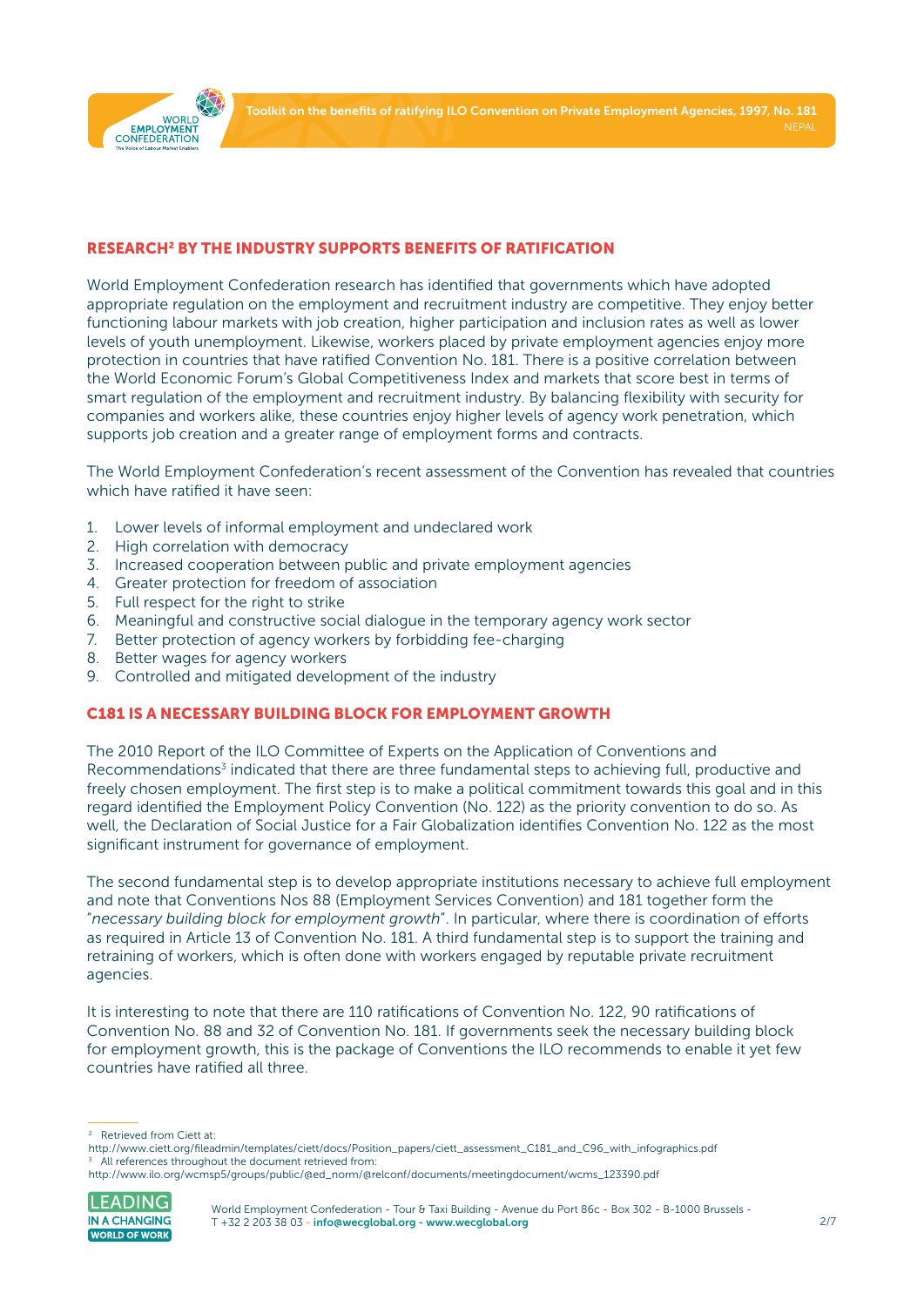## RESEARCH[2] BY THE INDUSTRY SUPPORTS BENEFITS OF RATIFICATION

World Employment Confederation research has identified that governments which have adopted appropriate regulation on the employment and recruitment industry are competitive. They enjoy better functioning labour markets with job creation, higher participation and inclusion rates as well as lower levels of youth unemployment. Likewise, workers placed by private employment agencies enjoy more protection in countries that have ratified Convention No. 181. There is a positive correlation between the World Economic Forum's Global Competitiveness Index and markets that score best in terms of smart regulation of the employment and recruitment industry. By balancing flexibility with security for companies and workers alike, these countries enjoy higher levels of agency work penetration, which supports job creation and a greater range of employment forms and contracts.

The World Employment Confederation's recent assessment of the Convention has revealed that countries which have ratified it have seen:

1. Lower levels of informal employment and undeclared work
2. High correlation with democracy
3. Increased cooperation between public and private employment agencies
4. Greater protection for freedom of association
5. Full respect for the right to strike
6. Meaningful and constructive social dialogue in the temporary agency work sector
7. Better protection of agency workers by forbidding fee-charging
8. Better wages for agency workers
9. Controlled and mitigated development of the industry

## C181 IS A NECESSARY BUILDING BLOCK FOR EMPLOYMENT GROWTH

The 2010 Report of the ILO Committee of Experts on the Application of Conventions and Recommendations[3] indicated that there are three fundamental steps to achieving full, productive and freely chosen employment. The first step is to make a political commitment towards this goal and in this regard identified the Employment Policy Convention (No. 122) as the priority convention to do so. As well, the Declaration of Social Justice for a Fair Globalization identifies Convention No. 122 as the most significant instrument for governance of employment.

The second fundamental step is to develop appropriate institutions necessary to achieve full employment and note that Conventions Nos 88 (Employment Services Convention) and 181 together form the "*necessary building block for employment growth*". In particular, where there is coordination of efforts as required in Article 13 of Convention No. 181. A third fundamental step is to support the training and retraining of workers, which is often done with workers engaged by reputable private recruitment agencies.

It is interesting to note that there are 110 ratifications of Convention No. 122, 90 ratifications of Convention No. 88 and 32 of Convention No. 181. If governments seek the necessary building block for employment growth, this is the package of Conventions the ILO recommends to enable it yet few countries have ratified all three.

---

[2] Retrieved from Ciett at:
http://www.ciett.org/fileadmin/templates/ciett/docs/Position_papers/ciett_assessment_C181_and_C96_with_infographics.pdf

[3] All references throughout the document retrieved from:
http://www.ilo.org/wcmsp5/groups/public/@ed_norm/@relconf/documents/meetingdocument/wcms_123390.pdf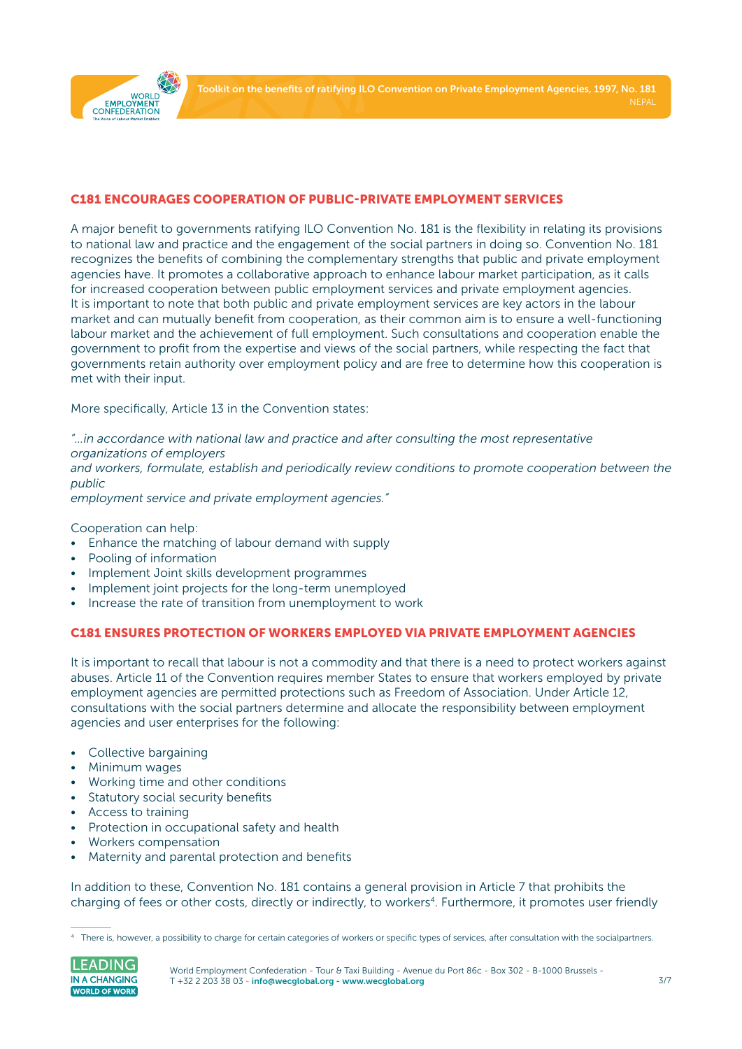## C181 ENCOURAGES COOPERATION OF PUBLIC-PRIVATE EMPLOYMENT SERVICES

A major benefit to governments ratifying ILO Convention No. 181 is the flexibility in relating its provisions to national law and practice and the engagement of the social partners in doing so. Convention No. 181 recognizes the benefits of combining the complementary strengths that public and private employment agencies have. It promotes a collaborative approach to enhance labour market participation, as it calls for increased cooperation between public employment services and private employment agencies. It is important to note that both public and private employment services are key actors in the labour market and can mutually benefit from cooperation, as their common aim is to ensure a well-functioning labour market and the achievement of full employment. Such consultations and cooperation enable the government to profit from the expertise and views of the social partners, while respecting the fact that governments retain authority over employment policy and are free to determine how this cooperation is met with their input.

More specifically, Article 13 in the Convention states:

*"…in accordance with national law and practice and after consulting the most representative organizations of employers and workers, formulate, establish and periodically review conditions to promote cooperation between the public employment service and private employment agencies."*

Cooperation can help:

- Enhance the matching of labour demand with supply
- Pooling of information
- Implement Joint skills development programmes
- Implement joint projects for the long-term unemployed
- Increase the rate of transition from unemployment to work

## C181 ENSURES PROTECTION OF WORKERS EMPLOYED VIA PRIVATE EMPLOYMENT AGENCIES

It is important to recall that labour is not a commodity and that there is a need to protect workers against abuses. Article 11 of the Convention requires member States to ensure that workers employed by private employment agencies are permitted protections such as Freedom of Association. Under Article 12, consultations with the social partners determine and allocate the responsibility between employment agencies and user enterprises for the following:

- Collective bargaining
- Minimum wages
- Working time and other conditions
- Statutory social security benefits
- Access to training
- Protection in occupational safety and health
- Workers compensation
- Maternity and parental protection and benefits

In addition to these, Convention No. 181 contains a general provision in Article 7 that prohibits the charging of fees or other costs, directly or indirectly, to workers[4]. Furthermore, it promotes user friendly

[4] There is, however, a possibility to charge for certain categories of workers or specific types of services, after consultation with the socialpartners.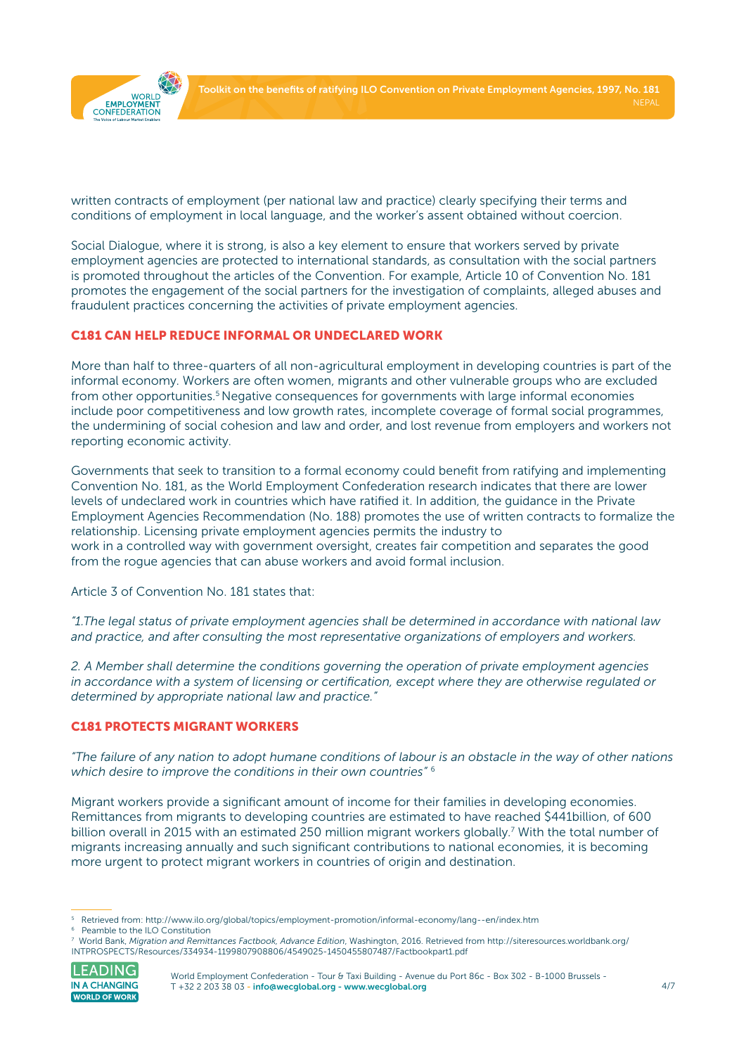written contracts of employment (per national law and practice) clearly specifying their terms and conditions of employment in local language, and the worker's assent obtained without coercion.

Social Dialogue, where it is strong, is also a key element to ensure that workers served by private employment agencies are protected to international standards, as consultation with the social partners is promoted throughout the articles of the Convention. For example, Article 10 of Convention No. 181 promotes the engagement of the social partners for the investigation of complaints, alleged abuses and fraudulent practices concerning the activities of private employment agencies.

## C181 CAN HELP REDUCE INFORMAL OR UNDECLARED WORK

More than half to three-quarters of all non-agricultural employment in developing countries is part of the informal economy. Workers are often women, migrants and other vulnerable groups who are excluded from other opportunities.[5] Negative consequences for governments with large informal economies include poor competitiveness and low growth rates, incomplete coverage of formal social programmes, the undermining of social cohesion and law and order, and lost revenue from employers and workers not reporting economic activity.

Governments that seek to transition to a formal economy could benefit from ratifying and implementing Convention No. 181, as the World Employment Confederation research indicates that there are lower levels of undeclared work in countries which have ratified it. In addition, the guidance in the Private Employment Agencies Recommendation (No. 188) promotes the use of written contracts to formalize the relationship. Licensing private employment agencies permits the industry to work in a controlled way with government oversight, creates fair competition and separates the good from the rogue agencies that can abuse workers and avoid formal inclusion.

Article 3 of Convention No. 181 states that:

*"1.The legal status of private employment agencies shall be determined in accordance with national law and practice, and after consulting the most representative organizations of employers and workers.*

*2. A Member shall determine the conditions governing the operation of private employment agencies in accordance with a system of licensing or certification, except where they are otherwise regulated or determined by appropriate national law and practice."*

## C181 PROTECTS MIGRANT WORKERS

*"The failure of any nation to adopt humane conditions of labour is an obstacle in the way of other nations which desire to improve the conditions in their own countries"* [6]

Migrant workers provide a significant amount of income for their families in developing economies. Remittances from migrants to developing countries are estimated to have reached $441billion, of 600 billion overall in 2015 with an estimated 250 million migrant workers globally.[7] With the total number of migrants increasing annually and such significant contributions to national economies, it is becoming more urgent to protect migrant workers in countries of origin and destination.

---

[5] Retrieved from: http://www.ilo.org/global/topics/employment-promotion/informal-economy/lang--en/index.htm

[6] Peamble to the ILO Constitution

[7] World Bank, *Migration and Remittances Factbook, Advance Edition*, Washington, 2016. Retrieved from http://siteresources.worldbank.org/INTPROSPECTS/Resources/334934-1199807908806/4549025-1450455807487/Factbookpart1.pdf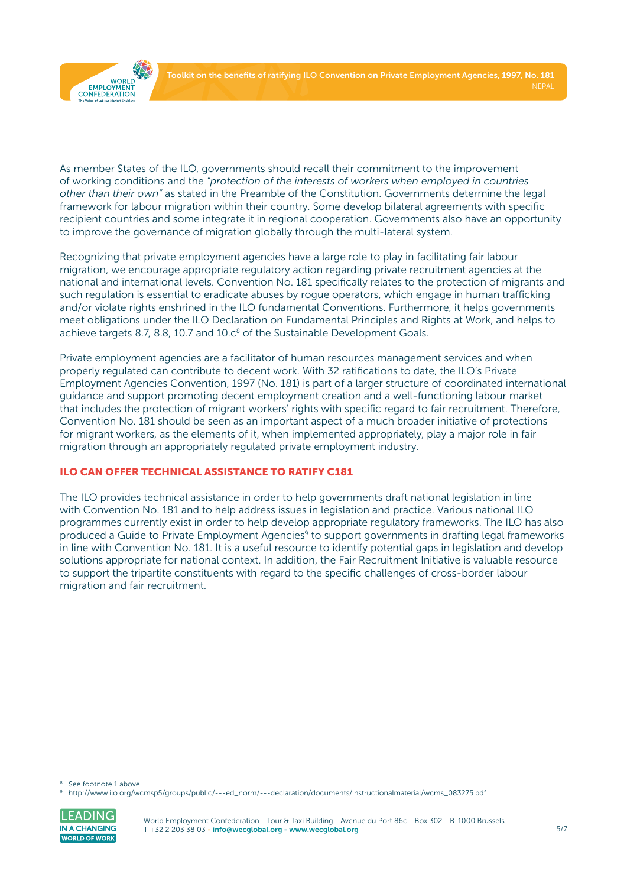As member States of the ILO, governments should recall their commitment to the improvement of working conditions and the *"protection of the interests of workers when employed in countries other than their own"* as stated in the Preamble of the Constitution. Governments determine the legal framework for labour migration within their country. Some develop bilateral agreements with specific recipient countries and some integrate it in regional cooperation. Governments also have an opportunity to improve the governance of migration globally through the multi-lateral system.

Recognizing that private employment agencies have a large role to play in facilitating fair labour migration, we encourage appropriate regulatory action regarding private recruitment agencies at the national and international levels. Convention No. 181 specifically relates to the protection of migrants and such regulation is essential to eradicate abuses by rogue operators, which engage in human trafficking and/or violate rights enshrined in the ILO fundamental Conventions. Furthermore, it helps governments meet obligations under the ILO Declaration on Fundamental Principles and Rights at Work, and helps to achieve targets 8.7, 8.8, 10.7 and 10.c[8] of the Sustainable Development Goals.

Private employment agencies are a facilitator of human resources management services and when properly regulated can contribute to decent work. With 32 ratifications to date, the ILO's Private Employment Agencies Convention, 1997 (No. 181) is part of a larger structure of coordinated international guidance and support promoting decent employment creation and a well-functioning labour market that includes the protection of migrant workers' rights with specific regard to fair recruitment. Therefore, Convention No. 181 should be seen as an important aspect of a much broader initiative of protections for migrant workers, as the elements of it, when implemented appropriately, play a major role in fair migration through an appropriately regulated private employment industry.

## ILO CAN OFFER TECHNICAL ASSISTANCE TO RATIFY C181

The ILO provides technical assistance in order to help governments draft national legislation in line with Convention No. 181 and to help address issues in legislation and practice. Various national ILO programmes currently exist in order to help develop appropriate regulatory frameworks. The ILO has also produced a Guide to Private Employment Agencies[9] to support governments in drafting legal frameworks in line with Convention No. 181. It is a useful resource to identify potential gaps in legislation and develop solutions appropriate for national context. In addition, the Fair Recruitment Initiative is valuable resource to support the tripartite constituents with regard to the specific challenges of cross-border labour migration and fair recruitment.

---

[8] See footnote 1 above

[9] http://www.ilo.org/wcmsp5/groups/public/---ed_norm/---declaration/documents/instructionalmaterial/wcms_083275.pdf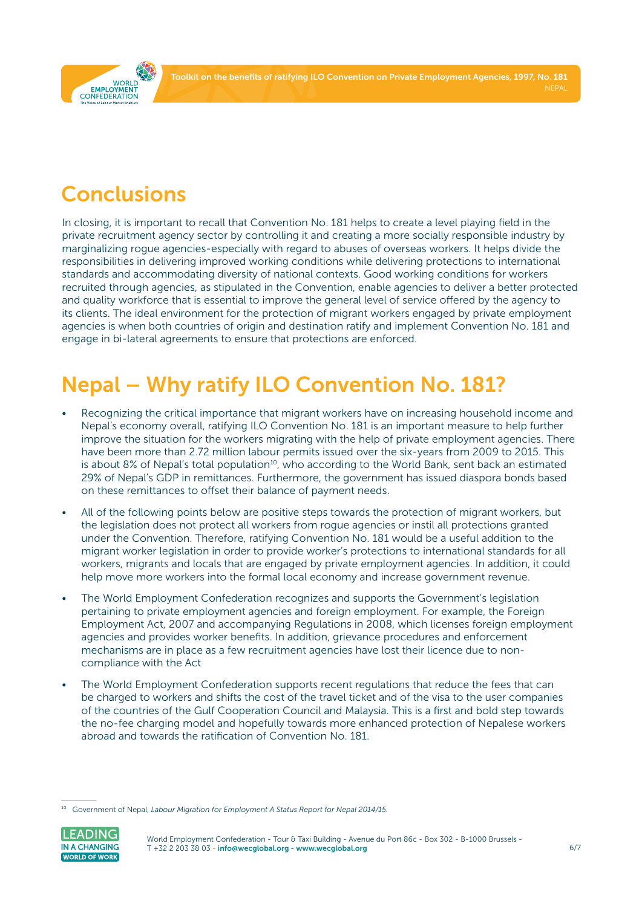## Conclusions

In closing, it is important to recall that Convention No. 181 helps to create a level playing field in the private recruitment agency sector by controlling it and creating a more socially responsible industry by marginalizing rogue agencies-especially with regard to abuses of overseas workers. It helps divide the responsibilities in delivering improved working conditions while delivering protections to international standards and accommodating diversity of national contexts. Good working conditions for workers recruited through agencies, as stipulated in the Convention, enable agencies to deliver a better protected and quality workforce that is essential to improve the general level of service offered by the agency to its clients. The ideal environment for the protection of migrant workers engaged by private employment agencies is when both countries of origin and destination ratify and implement Convention No. 181 and engage in bi-lateral agreements to ensure that protections are enforced.

## Nepal – Why ratify ILO Convention No. 181?

- Recognizing the critical importance that migrant workers have on increasing household income and Nepal's economy overall, ratifying ILO Convention No. 181 is an important measure to help further improve the situation for the workers migrating with the help of private employment agencies. There have been more than 2.72 million labour permits issued over the six-years from 2009 to 2015. This is about 8% of Nepal's total population[10], who according to the World Bank, sent back an estimated 29% of Nepal's GDP in remittances. Furthermore, the government has issued diaspora bonds based on these remittances to offset their balance of payment needs.
- All of the following points below are positive steps towards the protection of migrant workers, but the legislation does not protect all workers from rogue agencies or instil all protections granted under the Convention. Therefore, ratifying Convention No. 181 would be a useful addition to the migrant worker legislation in order to provide worker's protections to international standards for all workers, migrants and locals that are engaged by private employment agencies. In addition, it could help move more workers into the formal local economy and increase government revenue.
- The World Employment Confederation recognizes and supports the Government's legislation pertaining to private employment agencies and foreign employment. For example, the Foreign Employment Act, 2007 and accompanying Regulations in 2008, which licenses foreign employment agencies and provides worker benefits. In addition, grievance procedures and enforcement mechanisms are in place as a few recruitment agencies have lost their licence due to non-compliance with the Act
- The World Employment Confederation supports recent regulations that reduce the fees that can be charged to workers and shifts the cost of the travel ticket and of the visa to the user companies of the countries of the Gulf Cooperation Council and Malaysia. This is a first and bold step towards the no-fee charging model and hopefully towards more enhanced protection of Nepalese workers abroad and towards the ratification of Convention No. 181.

---

[10] Government of Nepal, *Labour Migration for Employment A Status Report for Nepal 2014/15.*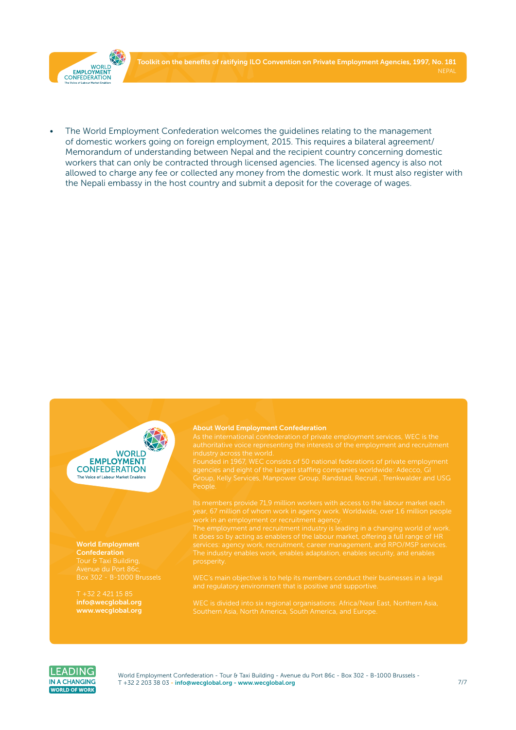- The World Employment Confederation welcomes the guidelines relating to the management of domestic workers going on foreign employment, 2015. This requires a bilateral agreement/ Memorandum of understanding between Nepal and the recipient country concerning domestic workers that can only be contracted through licensed agencies. The licensed agency is also not allowed to charge any fee or collected any money from the domestic work. It must also register with the Nepali embassy in the host country and submit a deposit for the coverage of wages.

**About World Employment Confederation**

As the international confederation of private employment services, WEC is the authoritative voice representing the interests of the employment and recruitment industry across the world.

Founded in 1967, WEC consists of 50 national federations of private employment agencies and eight of the largest staffing companies worldwide: Adecco, GI Group, Kelly Services, Manpower Group, Randstad, Recruit , Trenkwalder and USG People.

Its members provide 71,9 million workers with access to the labour market each year, 67 million of whom work in agency work. Worldwide, over 1.6 million people work in an employment or recruitment agency.

The employment and recruitment industry is leading in a changing world of work. It does so by acting as enablers of the labour market, offering a full range of HR services: agency work, recruitment, career management, and RPO/MSP services. The industry enables work, enables adaptation, enables security, and enables prosperity.

WEC's main objective is to help its members conduct their businesses in a legal and regulatory environment that is positive and supportive.

WEC is divided into six regional organisations: Africa/Near East, Northern Asia, Southern Asia, North America, South America, and Europe.

**World Employment Confederation**
Tour & Taxi Building,
Avenue du Port 86c,
Box 302 - B-1000 Brussels

T +32 2 421 15 85
**info@wecglobal.org**
**www.wecglobal.org**